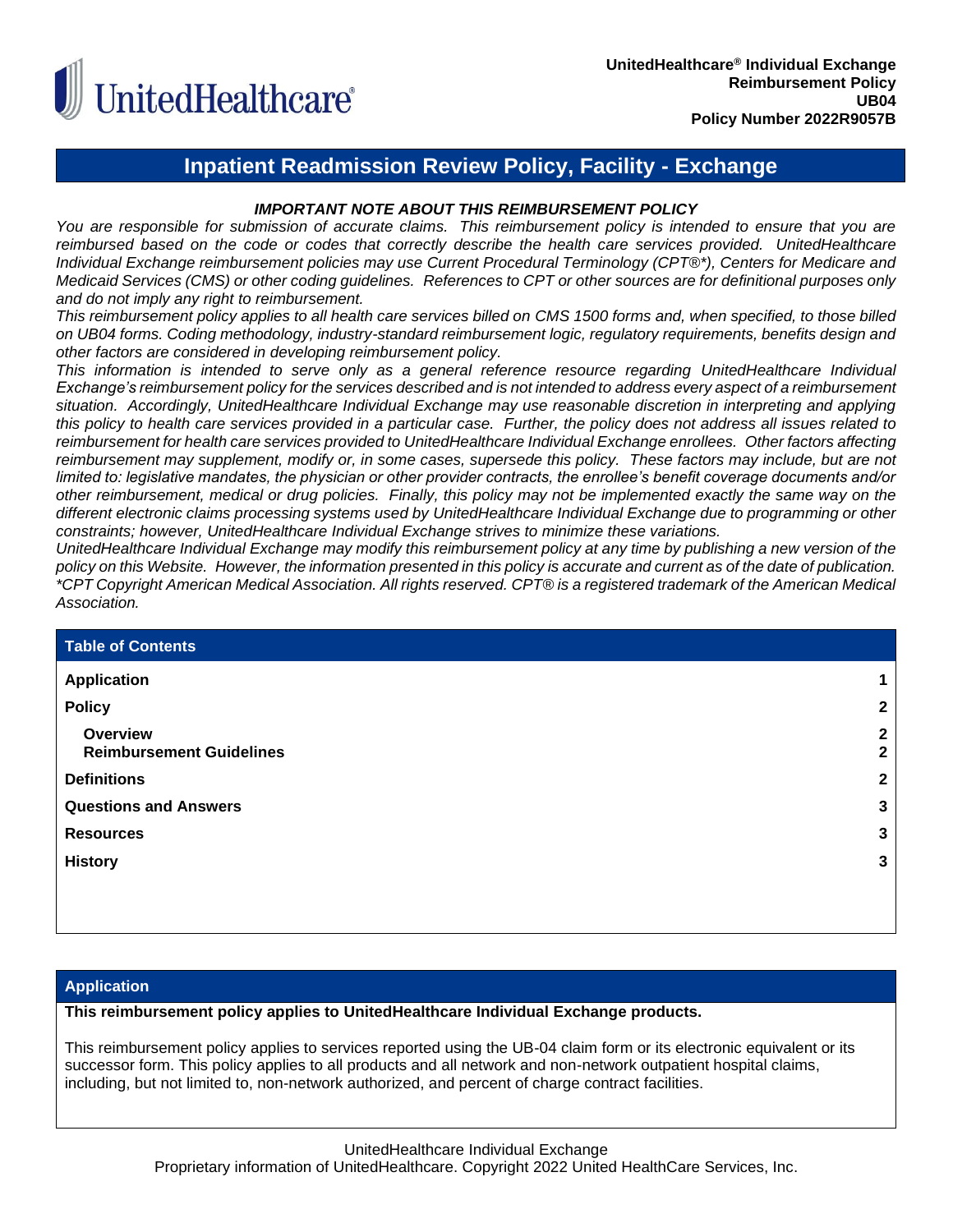UnitedHealthcare® Individual Exchange
Reimbursement Policy
UB04
Policy Number 2022R9057B

# Inpatient Readmission Review Policy, Facility - Exchange

***IMPORTANT NOTE ABOUT THIS REIMBURSEMENT POLICY***

*You are responsible for submission of accurate claims. This reimbursement policy is intended to ensure that you are reimbursed based on the code or codes that correctly describe the health care services provided. UnitedHealthcare Individual Exchange reimbursement policies may use Current Procedural Terminology (CPT®\*), Centers for Medicare and Medicaid Services (CMS) or other coding guidelines. References to CPT or other sources are for definitional purposes only and do not imply any right to reimbursement.*

*This reimbursement policy applies to all health care services billed on CMS 1500 forms and, when specified, to those billed on UB04 forms. Coding methodology, industry-standard reimbursement logic, regulatory requirements, benefits design and other factors are considered in developing reimbursement policy.*

*This information is intended to serve only as a general reference resource regarding UnitedHealthcare Individual Exchange's reimbursement policy for the services described and is not intended to address every aspect of a reimbursement situation. Accordingly, UnitedHealthcare Individual Exchange may use reasonable discretion in interpreting and applying this policy to health care services provided in a particular case. Further, the policy does not address all issues related to reimbursement for health care services provided to UnitedHealthcare Individual Exchange enrollees. Other factors affecting reimbursement may supplement, modify or, in some cases, supersede this policy. These factors may include, but are not limited to: legislative mandates, the physician or other provider contracts, the enrollee's benefit coverage documents and/or other reimbursement, medical or drug policies. Finally, this policy may not be implemented exactly the same way on the different electronic claims processing systems used by UnitedHealthcare Individual Exchange due to programming or other constraints; however, UnitedHealthcare Individual Exchange strives to minimize these variations.*

*UnitedHealthcare Individual Exchange may modify this reimbursement policy at any time by publishing a new version of the policy on this Website. However, the information presented in this policy is accurate and current as of the date of publication.*

*\*CPT Copyright American Medical Association. All rights reserved. CPT® is a registered trademark of the American Medical Association.*

## Table of Contents

| Section | Page |
|---|---|
| **Application** | 1 |
| **Policy** | 2 |
| &nbsp;&nbsp;**Overview** | 2 |
| &nbsp;&nbsp;**Reimbursement Guidelines** | 2 |
| **Definitions** | 2 |
| **Questions and Answers** | 3 |
| **Resources** | 3 |
| **History** | 3 |

## Application

**This reimbursement policy applies to UnitedHealthcare Individual Exchange products.**

This reimbursement policy applies to services reported using the UB-04 claim form or its electronic equivalent or its successor form. This policy applies to all products and all network and non-network outpatient hospital claims, including, but not limited to, non-network authorized, and percent of charge contract facilities.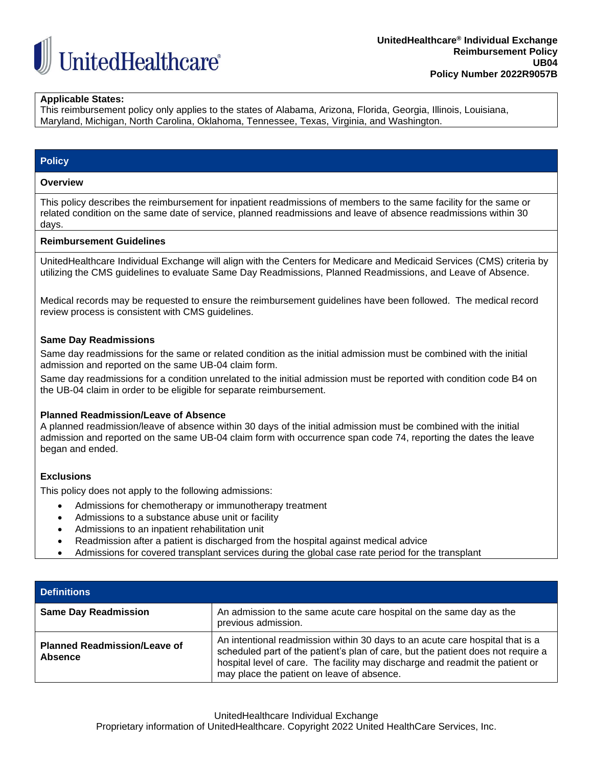**Applicable States:**
This reimbursement policy only applies to the states of Alabama, Arizona, Florida, Georgia, Illinois, Louisiana, Maryland, Michigan, North Carolina, Oklahoma, Tennessee, Texas, Virginia, and Washington.

## Policy

### Overview

This policy describes the reimbursement for inpatient readmissions of members to the same facility for the same or related condition on the same date of service, planned readmissions and leave of absence readmissions within 30 days.

### Reimbursement Guidelines

UnitedHealthcare Individual Exchange will align with the Centers for Medicare and Medicaid Services (CMS) criteria by utilizing the CMS guidelines to evaluate Same Day Readmissions, Planned Readmissions, and Leave of Absence.

Medical records may be requested to ensure the reimbursement guidelines have been followed. The medical record review process is consistent with CMS guidelines.

**Same Day Readmissions**

Same day readmissions for the same or related condition as the initial admission must be combined with the initial admission and reported on the same UB-04 claim form.

Same day readmissions for a condition unrelated to the initial admission must be reported with condition code B4 on the UB-04 claim in order to be eligible for separate reimbursement.

**Planned Readmission/Leave of Absence**

A planned readmission/leave of absence within 30 days of the initial admission must be combined with the initial admission and reported on the same UB-04 claim form with occurrence span code 74, reporting the dates the leave began and ended.

**Exclusions**

This policy does not apply to the following admissions:

- Admissions for chemotherapy or immunotherapy treatment
- Admissions to a substance abuse unit or facility
- Admissions to an inpatient rehabilitation unit
- Readmission after a patient is discharged from the hospital against medical advice
- Admissions for covered transplant services during the global case rate period for the transplant

## Definitions

| Term | Definition |
|---|---|
| **Same Day Readmission** | An admission to the same acute care hospital on the same day as the previous admission. |
| **Planned Readmission/Leave of Absence** | An intentional readmission within 30 days to an acute care hospital that is a scheduled part of the patient's plan of care, but the patient does not require a hospital level of care. The facility may discharge and readmit the patient or may place the patient on leave of absence. |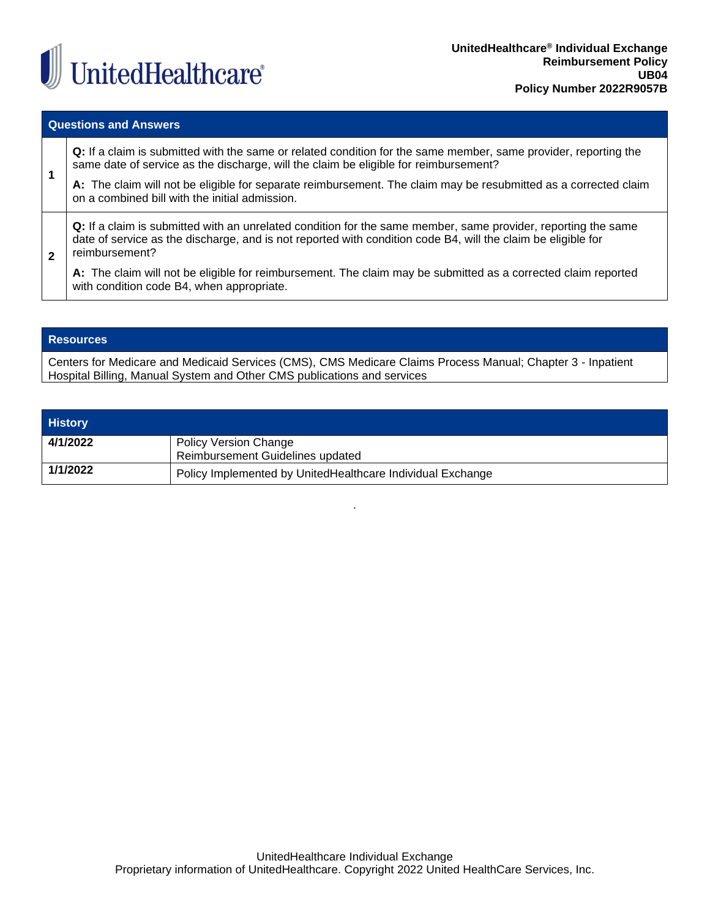## Questions and Answers

| | |
|---|---|
| 1 | **Q:** If a claim is submitted with the same or related condition for the same member, same provider, reporting the same date of service as the discharge, will the claim be eligible for reimbursement?<br><br>**A:** The claim will not be eligible for separate reimbursement. The claim may be resubmitted as a corrected claim on a combined bill with the initial admission. |
| 2 | **Q:** If a claim is submitted with an unrelated condition for the same member, same provider, reporting the same date of service as the discharge, and is not reported with condition code B4, will the claim be eligible for reimbursement?<br><br>**A:** The claim will not be eligible for reimbursement. The claim may be submitted as a corrected claim reported with condition code B4, when appropriate. |

## Resources

Centers for Medicare and Medicaid Services (CMS), CMS Medicare Claims Process Manual; Chapter 3 - Inpatient Hospital Billing, Manual System and Other CMS publications and services

## History

| | |
|---|---|
| **4/1/2022** | Policy Version Change<br>Reimbursement Guidelines updated |
| **1/1/2022** | Policy Implemented by UnitedHealthcare Individual Exchange |